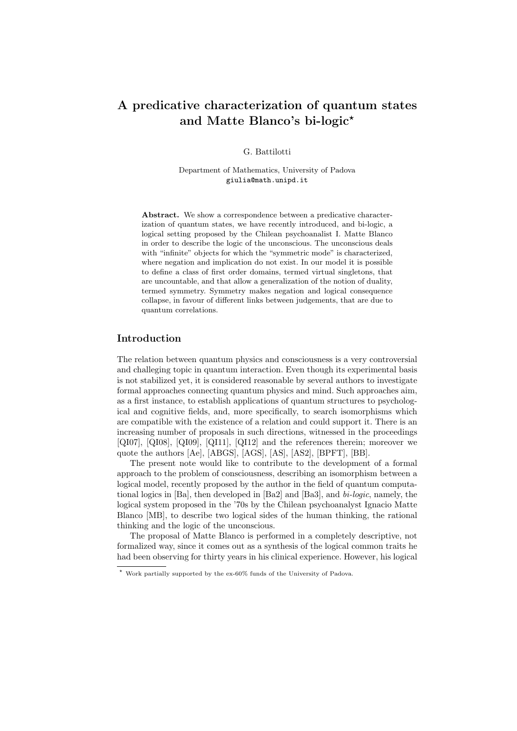# A predicative characterization of quantum states and Matte Blanco's bi-logic*

G. Battilotti

Department of Mathematics, University of Padova
giulia@math.unipd.it

**Abstract.** We show a correspondence between a predicative characterization of quantum states, we have recently introduced, and bi-logic, a logical setting proposed by the Chilean psychoanalist I. Matte Blanco in order to describe the logic of the unconscious. The unconscious deals with "infinite" objects for which the "symmetric mode" is characterized, where negation and implication do not exist. In our model it is possible to define a class of first order domains, termed virtual singletons, that are uncountable, and that allow a generalization of the notion of duality, termed symmetry. Symmetry makes negation and logical consequence collapse, in favour of different links between judgements, that are due to quantum correlations.

## Introduction

The relation between quantum physics and consciousness is a very controversial and challeging topic in quantum interaction. Even though its experimental basis is not stabilized yet, it is considered reasonable by several authors to investigate formal approaches connecting quantum physics and mind. Such approaches aim, as a first instance, to establish applications of quantum structures to psychological and cognitive fields, and, more specifically, to search isomorphisms which are compatible with the existence of a relation and could support it. There is an increasing number of proposals in such directions, witnessed in the proceedings [QI07], [QI08], [QI09], [QI11], [QI12] and the references therein; moreover we quote the authors [Ae], [ABGS], [AGS], [AS], [AS2], [BPFT], [BB].

The present note would like to contribute to the development of a formal approach to the problem of consciousness, describing an isomorphism between a logical model, recently proposed by the author in the field of quantum computational logics in [Ba], then developed in [Ba2] and [Ba3], and *bi-logic*, namely, the logical system proposed in the '70s by the Chilean psychoanalyst Ignacio Matte Blanco [MB], to describe two logical sides of the human thinking, the rational thinking and the logic of the unconscious.

The proposal of Matte Blanco is performed in a completely descriptive, not formalized way, since it comes out as a synthesis of the logical common traits he had been observing for thirty years in his clinical experience. However, his logical

---

* Work partially supported by the ex-60% funds of the University of Padova.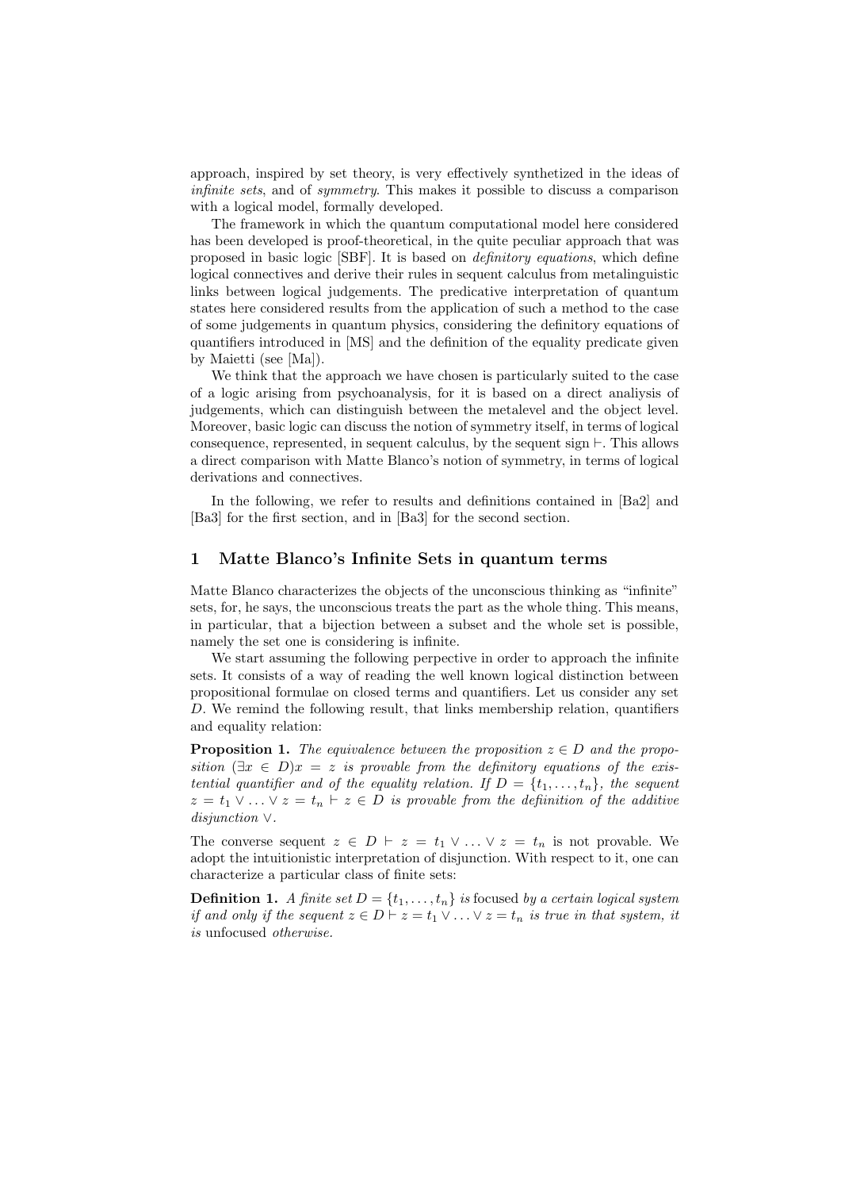approach, inspired by set theory, is very effectively synthetized in the ideas of *infinite sets*, and of *symmetry*. This makes it possible to discuss a comparison with a logical model, formally developed.

The framework in which the quantum computational model here considered has been developed is proof-theoretical, in the quite peculiar approach that was proposed in basic logic [SBF]. It is based on *definitory equations*, which define logical connectives and derive their rules in sequent calculus from metalinguistic links between logical judgements. The predicative interpretation of quantum states here considered results from the application of such a method to the case of some judgements in quantum physics, considering the definitory equations of quantifiers introduced in [MS] and the definition of the equality predicate given by Maietti (see [Ma]).

We think that the approach we have chosen is particularly suited to the case of a logic arising from psychoanalysis, for it is based on a direct analiysis of judgements, which can distinguish between the metalevel and the object level. Moreover, basic logic can discuss the notion of symmetry itself, in terms of logical consequence, represented, in sequent calculus, by the sequent sign $\vdash$. This allows a direct comparison with Matte Blanco's notion of symmetry, in terms of logical derivations and connectives.

In the following, we refer to results and definitions contained in [Ba2] and [Ba3] for the first section, and in [Ba3] for the second section.

## 1 Matte Blanco's Infinite Sets in quantum terms

Matte Blanco characterizes the objects of the unconscious thinking as "infinite" sets, for, he says, the unconscious treats the part as the whole thing. This means, in particular, that a bijection between a subset and the whole set is possible, namely the set one is considering is infinite.

We start assuming the following perpective in order to approach the infinite sets. It consists of a way of reading the well known logical distinction between propositional formulae on closed terms and quantifiers. Let us consider any set $D$. We remind the following result, that links membership relation, quantifiers and equality relation:

**Proposition 1.** *The equivalence between the proposition $z \in D$ and the proposition $(\exists x \in D)x = z$ is provable from the definitory equations of the existential quantifier and of the equality relation. If $D = \{t_1, \ldots, t_n\}$, the sequent $z = t_1 \vee \ldots \vee z = t_n \vdash z \in D$ is provable from the defiinition of the additive disjunction $\vee$.*

The converse sequent $z \in D \vdash z = t_1 \vee \ldots \vee z = t_n$ is not provable. We adopt the intuitionistic interpretation of disjunction. With respect to it, one can characterize a particular class of finite sets:

**Definition 1.** *A finite set $D = \{t_1, \ldots, t_n\}$ is* focused *by a certain logical system if and only if the sequent $z \in D \vdash z = t_1 \vee \ldots \vee z = t_n$ is true in that system, it is* unfocused *otherwise.*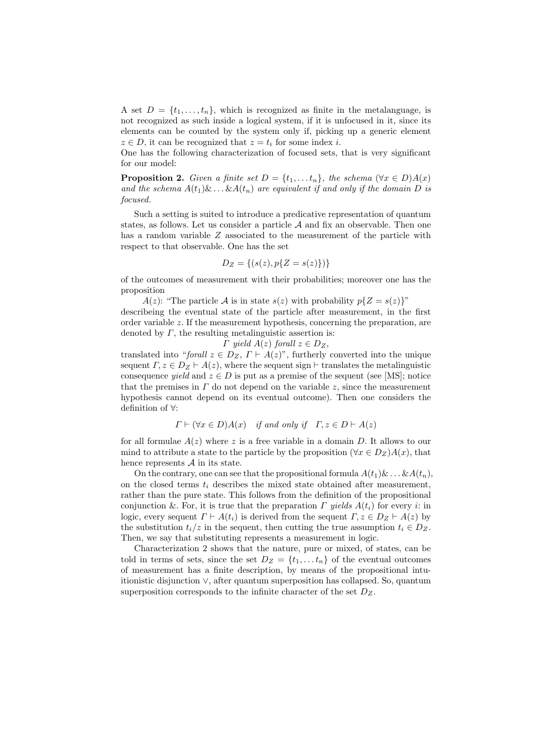A set $D = \{t_1, \ldots, t_n\}$, which is recognized as finite in the metalanguage, is not recognized as such inside a logical system, if it is unfocused in it, since its elements can be counted by the system only if, picking up a generic element $z \in D$, it can be recognized that $z = t_i$ for some index $i$.
One has the following characterization of focused sets, that is very significant for our model:

**Proposition 2.** *Given a finite set $D = \{t_1, \ldots t_n\}$, the schema $(\forall x \in D)A(x)$ and the schema $A(t_1)\& \ldots \& A(t_n)$ are equivalent if and only if the domain $D$ is focused.*

Such a setting is suited to introduce a predicative representation of quantum states, as follows. Let us consider a particle $\mathcal{A}$ and fix an observable. Then one has a random variable $Z$ associated to the measurement of the particle with respect to that observable. One has the set

$$D_Z = \{(s(z), p\{Z = s(z)\})\}$$

of the outcomes of measurement with their probabilities; moreover one has the proposition

$A(z)$: "The particle $\mathcal{A}$ is in state $s(z)$ with probability $p\{Z = s(z)\}$"
describeing the eventual state of the particle after measurement, in the first order variable $z$. If the measurement hypothesis, concerning the preparation, are denoted by $\Gamma$, the resulting metalinguistic assertion is:

$\Gamma$ *yield* $A(z)$ *forall* $z \in D_Z$,

translated into "*forall* $z \in D_Z$, $\Gamma \vdash A(z)$", furtherly converted into the unique sequent $\Gamma, z \in D_Z \vdash A(z)$, where the sequent sign $\vdash$ translates the metalinguistic consequence *yield* and $z \in D$ is put as a premise of the sequent (see [MS]; notice that the premises in $\Gamma$ do not depend on the variable $z$, since the measurement hypothesis cannot depend on its eventual outcome). Then one considers the definition of $\forall$:

$$\Gamma \vdash (\forall x \in D)A(x) \quad \textit{if and only if} \quad \Gamma, z \in D \vdash A(z)$$

for all formulae $A(z)$ where $z$ is a free variable in a domain $D$. It allows to our mind to attribute a state to the particle by the proposition $(\forall x \in D_Z)A(x)$, that hence represents $\mathcal{A}$ in its state.

On the contrary, one can see that the propositional formula $A(t_1)\& \ldots \& A(t_n)$, on the closed terms $t_i$ describes the mixed state obtained after measurement, rather than the pure state. This follows from the definition of the propositional conjunction &. For, it is true that the preparation $\Gamma$ *yields* $A(t_i)$ for every $i$: in logic, every sequent $\Gamma \vdash A(t_i)$ is derived from the sequent $\Gamma, z \in D_Z \vdash A(z)$ by the substitution $t_i/z$ in the sequent, then cutting the true assumption $t_i \in D_Z$. Then, we say that substituting represents a measurement in logic.

Characterization 2 shows that the nature, pure or mixed, of states, can be told in terms of sets, since the set $D_Z = \{t_1, \ldots t_n\}$ of the eventual outcomes of measurement has a finite description, by means of the propositional intuitionistic disjunction $\vee$, after quantum superposition has collapsed. So, quantum superposition corresponds to the infinite character of the set $D_Z$.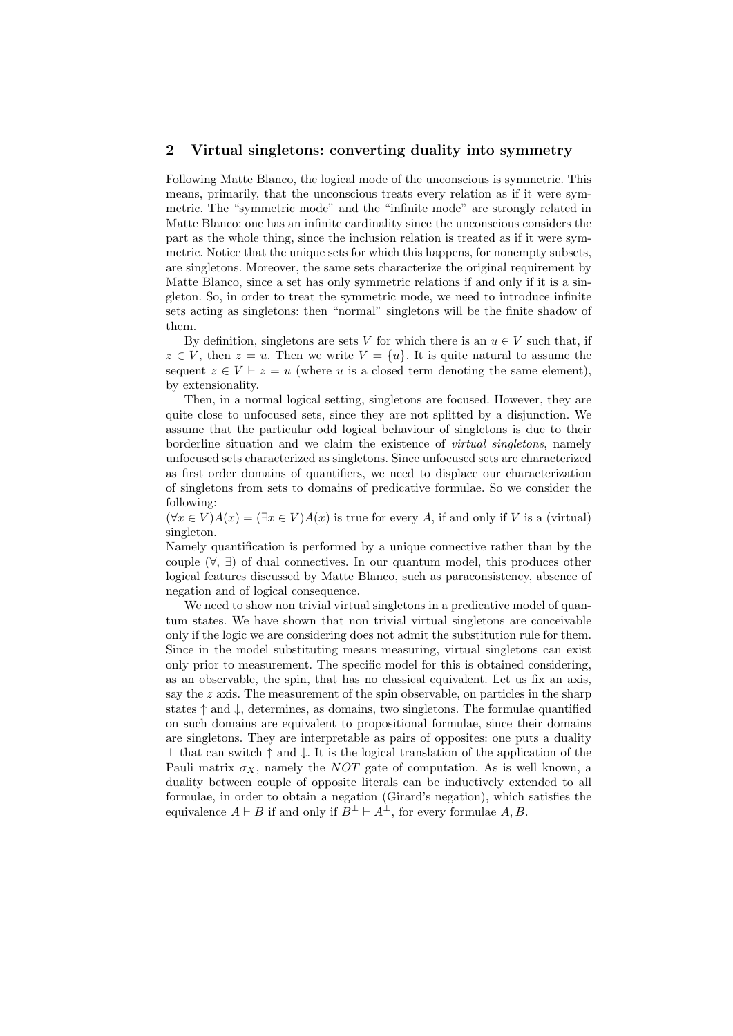## 2 Virtual singletons: converting duality into symmetry

Following Matte Blanco, the logical mode of the unconscious is symmetric. This means, primarily, that the unconscious treats every relation as if it were symmetric. The "symmetric mode" and the "infinite mode" are strongly related in Matte Blanco: one has an infinite cardinality since the unconscious considers the part as the whole thing, since the inclusion relation is treated as if it were symmetric. Notice that the unique sets for which this happens, for nonempty subsets, are singletons. Moreover, the same sets characterize the original requirement by Matte Blanco, since a set has only symmetric relations if and only if it is a singleton. So, in order to treat the symmetric mode, we need to introduce infinite sets acting as singletons: then "normal" singletons will be the finite shadow of them.

By definition, singletons are sets $V$ for which there is an $u \in V$ such that, if $z \in V$, then $z = u$. Then we write $V = \{u\}$. It is quite natural to assume the sequent $z \in V \vdash z = u$ (where $u$ is a closed term denoting the same element), by extensionality.

Then, in a normal logical setting, singletons are focused. However, they are quite close to unfocused sets, since they are not splitted by a disjunction. We assume that the particular odd logical behaviour of singletons is due to their borderline situation and we claim the existence of *virtual singletons*, namely unfocused sets characterized as singletons. Since unfocused sets are characterized as first order domains of quantifiers, we need to displace our characterization of singletons from sets to domains of predicative formulae. So we consider the following:

$(\forall x \in V)A(x) = (\exists x \in V)A(x)$ is true for every $A$, if and only if $V$ is a (virtual) singleton.

Namely quantification is performed by a unique connective rather than by the couple $(\forall, \exists)$ of dual connectives. In our quantum model, this produces other logical features discussed by Matte Blanco, such as paraconsistency, absence of negation and of logical consequence.

We need to show non trivial virtual singletons in a predicative model of quantum states. We have shown that non trivial virtual singletons are conceivable only if the logic we are considering does not admit the substitution rule for them. Since in the model substituting means measuring, virtual singletons can exist only prior to measurement. The specific model for this is obtained considering, as an observable, the spin, that has no classical equivalent. Let us fix an axis, say the $z$ axis. The measurement of the spin observable, on particles in the sharp states $\uparrow$ and $\downarrow$, determines, as domains, two singletons. The formulae quantified on such domains are equivalent to propositional formulae, since their domains are singletons. They are interpretable as pairs of opposites: one puts a duality $\perp$ that can switch $\uparrow$ and $\downarrow$. It is the logical translation of the application of the Pauli matrix $\sigma_X$, namely the *NOT* gate of computation. As is well known, a duality between couple of opposite literals can be inductively extended to all formulae, in order to obtain a negation (Girard's negation), which satisfies the equivalence $A \vdash B$ if and only if $B^\perp \vdash A^\perp$, for every formulae $A, B$.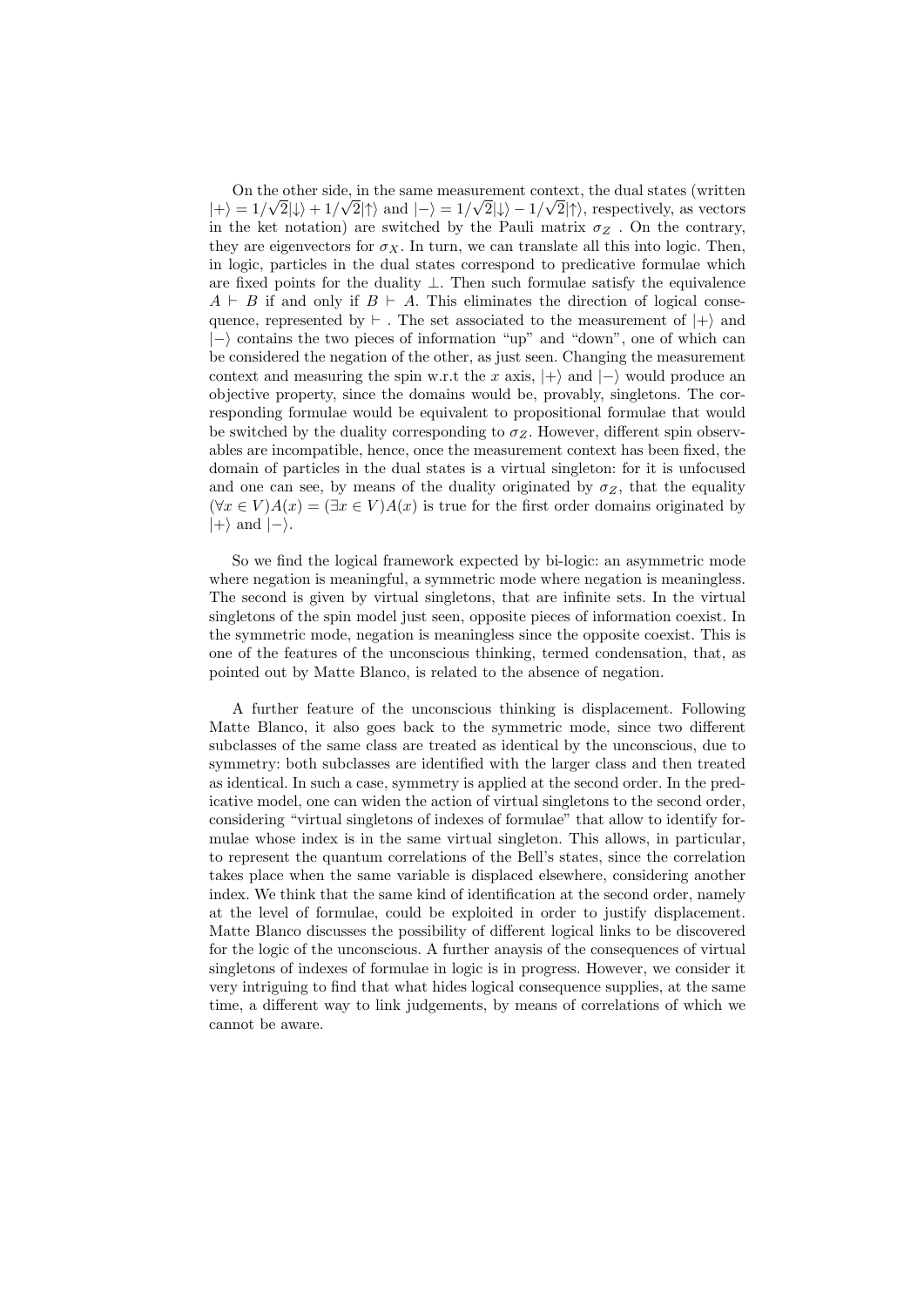On the other side, in the same measurement context, the dual states (written $|+\rangle = 1/\sqrt{2}|\downarrow\rangle + 1/\sqrt{2}|\uparrow\rangle$ and $|-\rangle = 1/\sqrt{2}|\downarrow\rangle - 1/\sqrt{2}|\uparrow\rangle$, respectively, as vectors in the ket notation) are switched by the Pauli matrix $\sigma_Z$ . On the contrary, they are eigenvectors for $\sigma_X$. In turn, we can translate all this into logic. Then, in logic, particles in the dual states correspond to predicative formulae which are fixed points for the duality $\perp$. Then such formulae satisfy the equivalence $A \vdash B$ if and only if $B \vdash A$. This eliminates the direction of logical consequence, represented by $\vdash$ . The set associated to the measurement of $|+\rangle$ and $|-\rangle$ contains the two pieces of information "up" and "down", one of which can be considered the negation of the other, as just seen. Changing the measurement context and measuring the spin w.r.t the $x$ axis, $|+\rangle$ and $|-\rangle$ would produce an objective property, since the domains would be, provably, singletons. The corresponding formulae would be equivalent to propositional formulae that would be switched by the duality corresponding to $\sigma_Z$. However, different spin observables are incompatible, hence, once the measurement context has been fixed, the domain of particles in the dual states is a virtual singleton: for it is unfocused and one can see, by means of the duality originated by $\sigma_Z$, that the equality $(\forall x \in V)A(x) = (\exists x \in V)A(x)$ is true for the first order domains originated by $|+\rangle$ and $|-\rangle$.

So we find the logical framework expected by bi-logic: an asymmetric mode where negation is meaningful, a symmetric mode where negation is meaningless. The second is given by virtual singletons, that are infinite sets. In the virtual singletons of the spin model just seen, opposite pieces of information coexist. In the symmetric mode, negation is meaningless since the opposite coexist. This is one of the features of the unconscious thinking, termed condensation, that, as pointed out by Matte Blanco, is related to the absence of negation.

A further feature of the unconscious thinking is displacement. Following Matte Blanco, it also goes back to the symmetric mode, since two different subclasses of the same class are treated as identical by the unconscious, due to symmetry: both subclasses are identified with the larger class and then treated as identical. In such a case, symmetry is applied at the second order. In the predicative model, one can widen the action of virtual singletons to the second order, considering "virtual singletons of indexes of formulae" that allow to identify formulae whose index is in the same virtual singleton. This allows, in particular, to represent the quantum correlations of the Bell's states, since the correlation takes place when the same variable is displaced elsewhere, considering another index. We think that the same kind of identification at the second order, namely at the level of formulae, could be exploited in order to justify displacement. Matte Blanco discusses the possibility of different logical links to be discovered for the logic of the unconscious. A further anaysis of the consequences of virtual singletons of indexes of formulae in logic is in progress. However, we consider it very intriguing to find that what hides logical consequence supplies, at the same time, a different way to link judgements, by means of correlations of which we cannot be aware.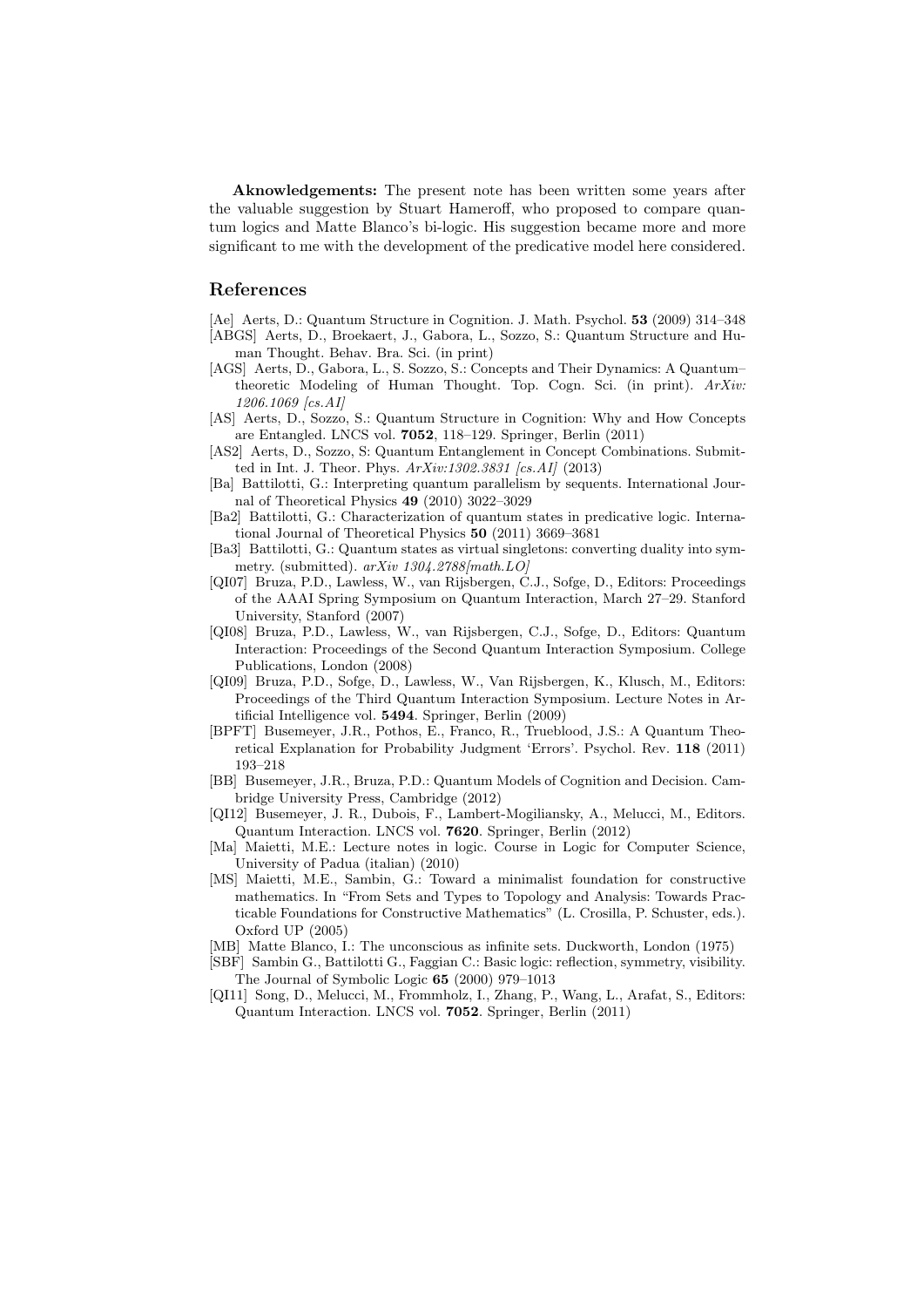**Aknowledgements:** The present note has been written some years after the valuable suggestion by Stuart Hameroff, who proposed to compare quantum logics and Matte Blanco's bi-logic. His suggestion became more and more significant to me with the development of the predicative model here considered.

## References

[Ae] Aerts, D.: Quantum Structure in Cognition. J. Math. Psychol. **53** (2009) 314–348

[ABGS] Aerts, D., Broekaert, J., Gabora, L., Sozzo, S.: Quantum Structure and Human Thought. Behav. Bra. Sci. (in print)

[AGS] Aerts, D., Gabora, L., S. Sozzo, S.: Concepts and Their Dynamics: A Quantum–theoretic Modeling of Human Thought. Top. Cogn. Sci. (in print). *ArXiv: 1206.1069 [cs.AI]*

[AS] Aerts, D., Sozzo, S.: Quantum Structure in Cognition: Why and How Concepts are Entangled. LNCS vol. **7052**, 118–129. Springer, Berlin (2011)

[AS2] Aerts, D., Sozzo, S: Quantum Entanglement in Concept Combinations. Submitted in Int. J. Theor. Phys. *ArXiv:1302.3831 [cs.AI]* (2013)

[Ba] Battilotti, G.: Interpreting quantum parallelism by sequents. International Journal of Theoretical Physics **49** (2010) 3022–3029

[Ba2] Battilotti, G.: Characterization of quantum states in predicative logic. International Journal of Theoretical Physics **50** (2011) 3669–3681

[Ba3] Battilotti, G.: Quantum states as virtual singletons: converting duality into symmetry. (submitted). *arXiv 1304.2788[math.LO]*

[QI07] Bruza, P.D., Lawless, W., van Rijsbergen, C.J., Sofge, D., Editors: Proceedings of the AAAI Spring Symposium on Quantum Interaction, March 27–29. Stanford University, Stanford (2007)

[QI08] Bruza, P.D., Lawless, W., van Rijsbergen, C.J., Sofge, D., Editors: Quantum Interaction: Proceedings of the Second Quantum Interaction Symposium. College Publications, London (2008)

[QI09] Bruza, P.D., Sofge, D., Lawless, W., Van Rijsbergen, K., Klusch, M., Editors: Proceedings of the Third Quantum Interaction Symposium. Lecture Notes in Artificial Intelligence vol. **5494**. Springer, Berlin (2009)

[BPFT] Busemeyer, J.R., Pothos, E., Franco, R., Trueblood, J.S.: A Quantum Theoretical Explanation for Probability Judgment 'Errors'. Psychol. Rev. **118** (2011) 193–218

[BB] Busemeyer, J.R., Bruza, P.D.: Quantum Models of Cognition and Decision. Cambridge University Press, Cambridge (2012)

[QI12] Busemeyer, J. R., Dubois, F., Lambert-Mogiliansky, A., Melucci, M., Editors. Quantum Interaction. LNCS vol. **7620**. Springer, Berlin (2012)

[Ma] Maietti, M.E.: Lecture notes in logic. Course in Logic for Computer Science, University of Padua (italian) (2010)

[MS] Maietti, M.E., Sambin, G.: Toward a minimalist foundation for constructive mathematics. In "From Sets and Types to Topology and Analysis: Towards Practicable Foundations for Constructive Mathematics" (L. Crosilla, P. Schuster, eds.). Oxford UP (2005)

[MB] Matte Blanco, I.: The unconscious as infinite sets. Duckworth, London (1975)

[SBF] Sambin G., Battilotti G., Faggian C.: Basic logic: reflection, symmetry, visibility. The Journal of Symbolic Logic **65** (2000) 979–1013

[QI11] Song, D., Melucci, M., Frommholz, I., Zhang, P., Wang, L., Arafat, S., Editors: Quantum Interaction. LNCS vol. **7052**. Springer, Berlin (2011)